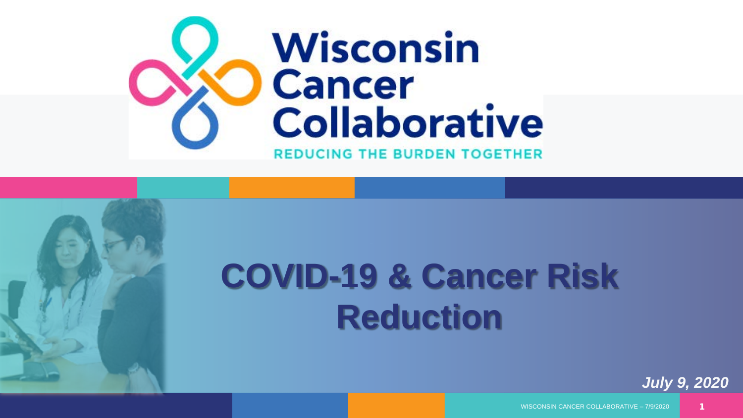Wisconsin Cancer Collaborative

REDUCING THE BURDEN TOGETHER

# COVID-19 & Cancer Risk Reduction

*July 9, 2020*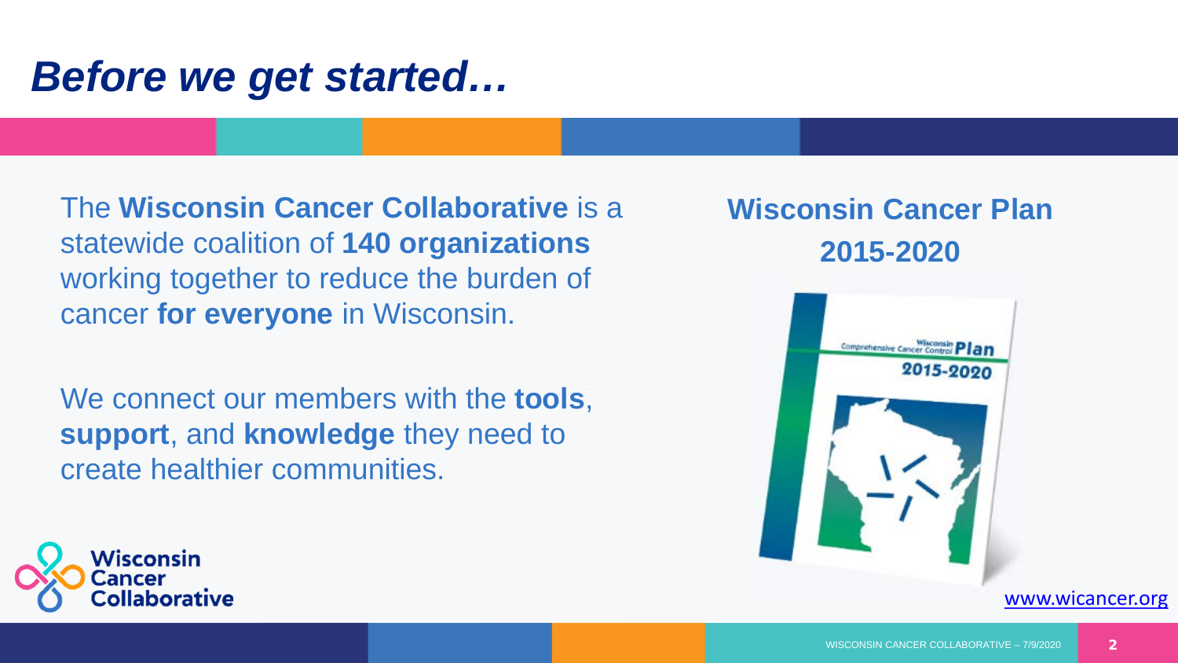# *Before we get started…*

The **Wisconsin Cancer Collaborative** is a statewide coalition of **140 organizations** working together to reduce the burden of cancer **for everyone** in Wisconsin.

We connect our members with the **tools**, **support**, and **knowledge** they need to create healthier communities.

## Wisconsin Cancer Plan 2015-2020

www.wicancer.org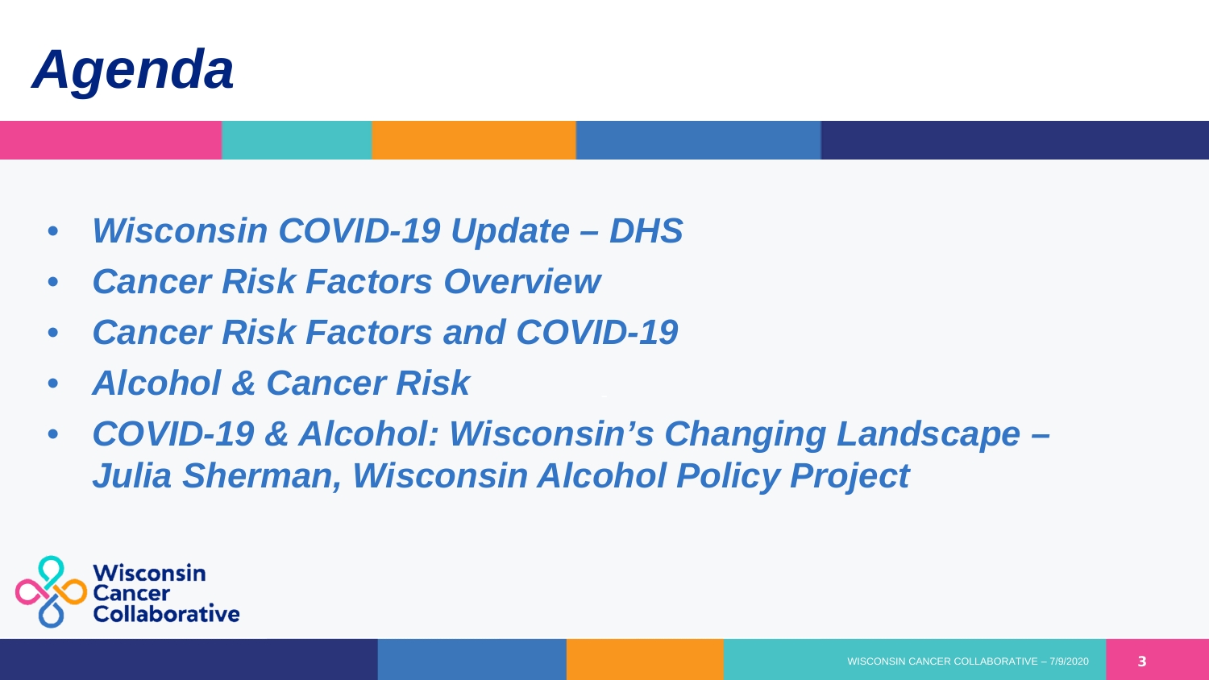# *Agenda*

- ***Wisconsin COVID-19 Update – DHS***
- ***Cancer Risk Factors Overview***
- ***Cancer Risk Factors and COVID-19***
- ***Alcohol & Cancer Risk***
- ***COVID-19 & Alcohol: Wisconsin's Changing Landscape – Julia Sherman, Wisconsin Alcohol Policy Project***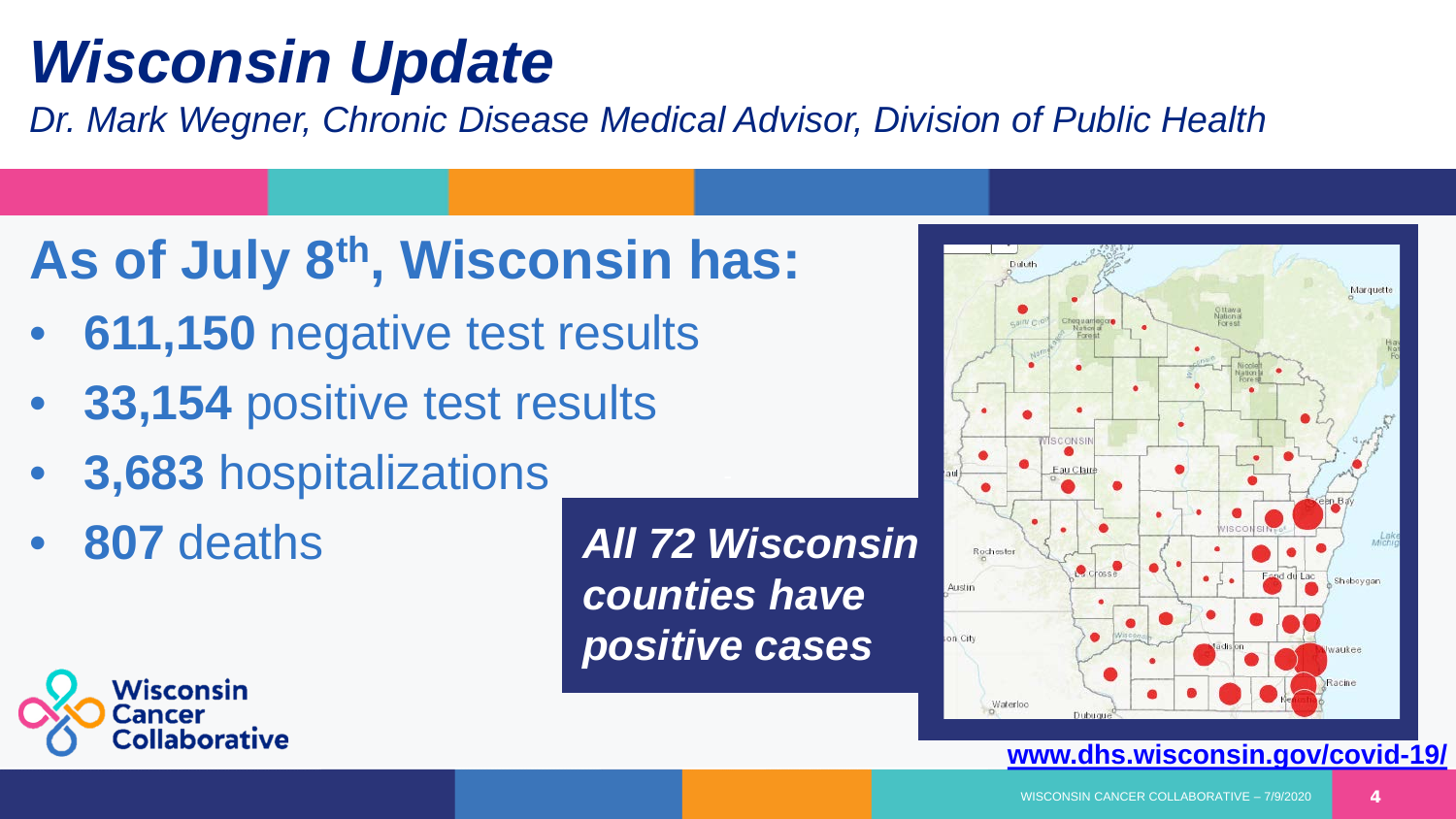# *Wisconsin Update*

*Dr. Mark Wegner, Chronic Disease Medical Advisor, Division of Public Health*

## As of July 8th, Wisconsin has:

- **611,150** negative test results
- **33,154** positive test results
- **3,683** hospitalizations
- **807** deaths

***All 72 Wisconsin counties have positive cases***

www.dhs.wisconsin.gov/covid-19/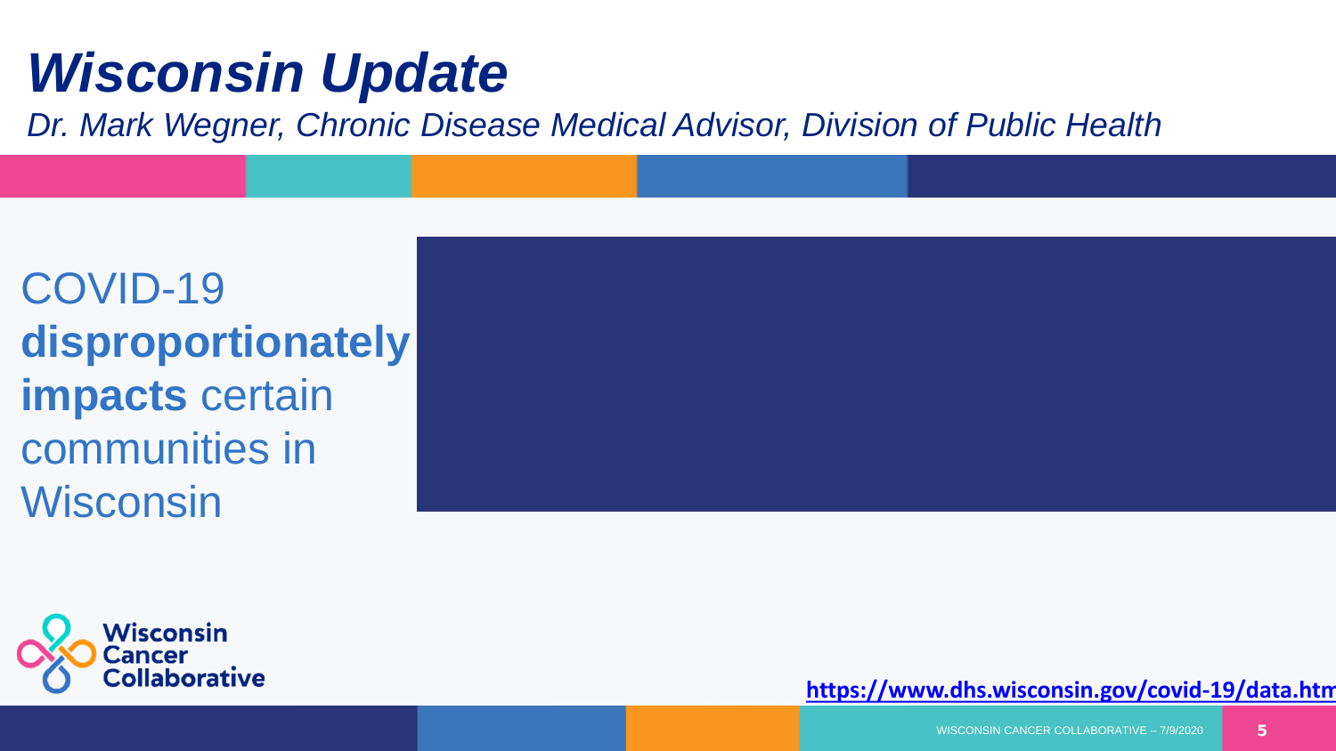# *Wisconsin Update*

*Dr. Mark Wegner, Chronic Disease Medical Advisor, Division of Public Health*

COVID-19 **disproportionately impacts** certain communities in Wisconsin

https://www.dhs.wisconsin.gov/covid-19/data.htm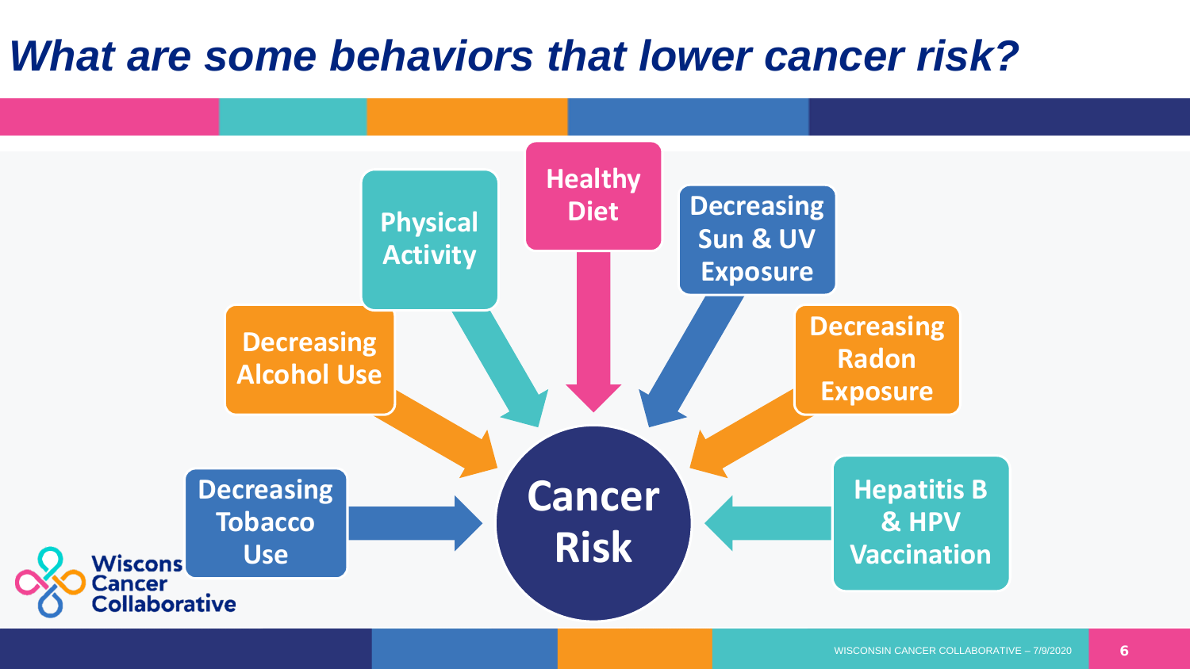# *What are some behaviors that lower cancer risk?*

- Decreasing Tobacco Use
- Decreasing Alcohol Use
- Physical Activity
- Healthy Diet
- Decreasing Sun & UV Exposure
- Decreasing Radon Exposure
- Hepatitis B & HPV Vaccination

**Cancer Risk**

Wisconsin Cancer Collaborative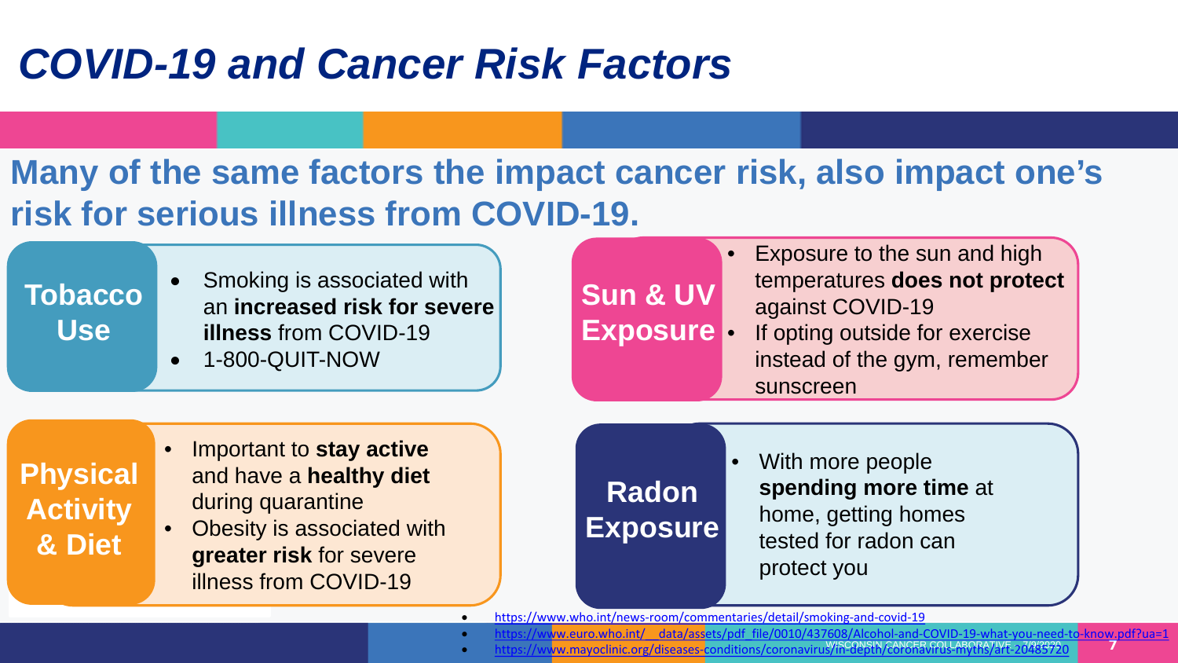# COVID-19 and Cancer Risk Factors

## Many of the same factors the impact cancer risk, also impact one's risk for serious illness from COVID-19.

### Tobacco Use

- Smoking is associated with an **increased risk for severe illness** from COVID-19
- 1-800-QUIT-NOW

### Sun & UV Exposure

- Exposure to the sun and high temperatures **does not protect** against COVID-19
- If opting outside for exercise instead of the gym, remember sunscreen

### Physical Activity & Diet

- Important to **stay active** and have a **healthy diet** during quarantine
- Obesity is associated with **greater risk** for severe illness from COVID-19

### Radon Exposure

- With more people **spending more time** at home, getting homes tested for radon can protect you

- https://www.who.int/news-room/commentaries/detail/smoking-and-covid-19
- https://www.euro.who.int/__data/assets/pdf_file/0010/437608/Alcohol-and-COVID-19-what-you-need-to-know.pdf?ua=1
- https://www.mayoclinic.org/diseases-conditions/coronavirus/in-depth/coronavirus-myths/art-20485720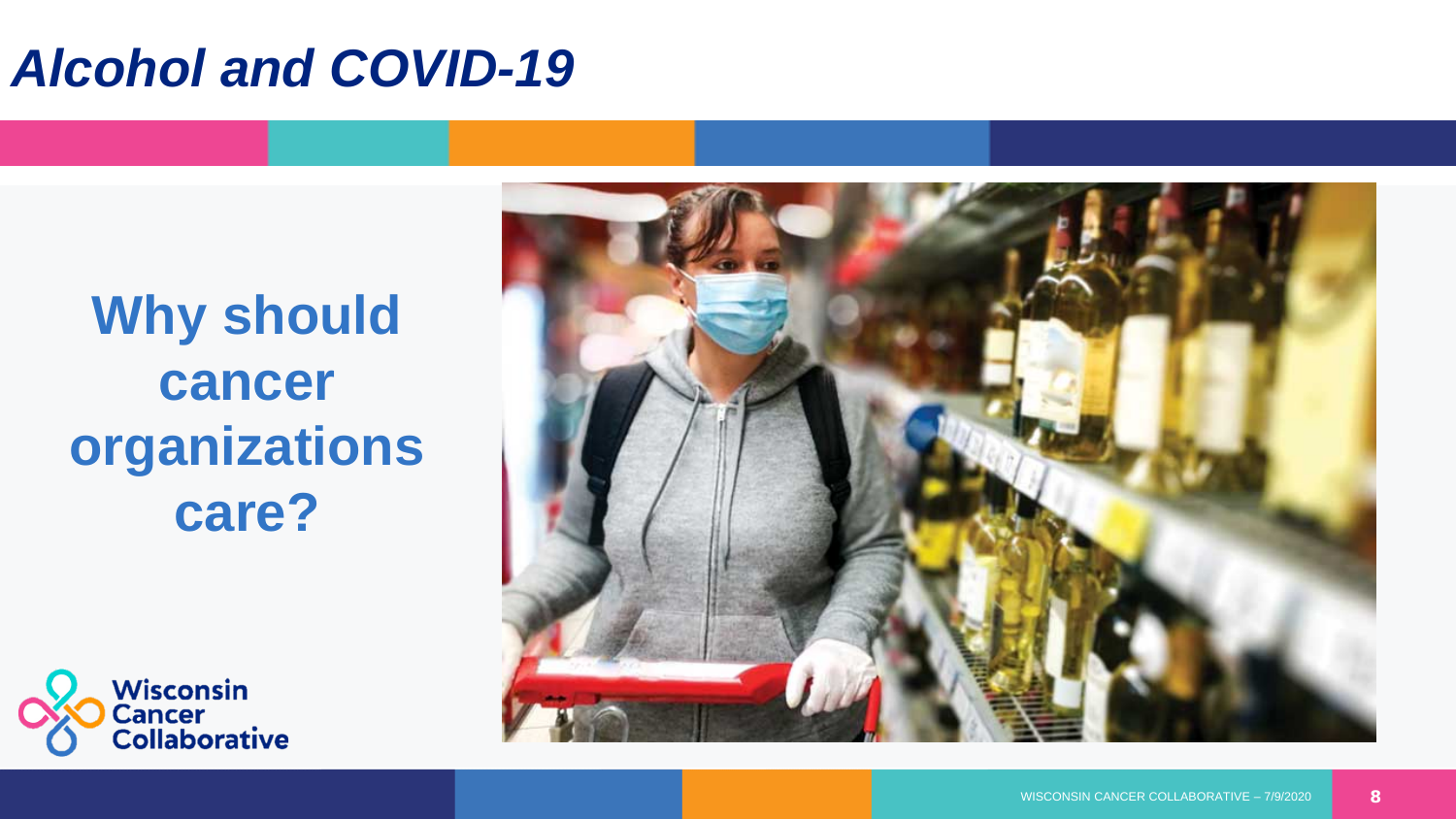# *Alcohol and COVID-19*

## Why should cancer organizations care?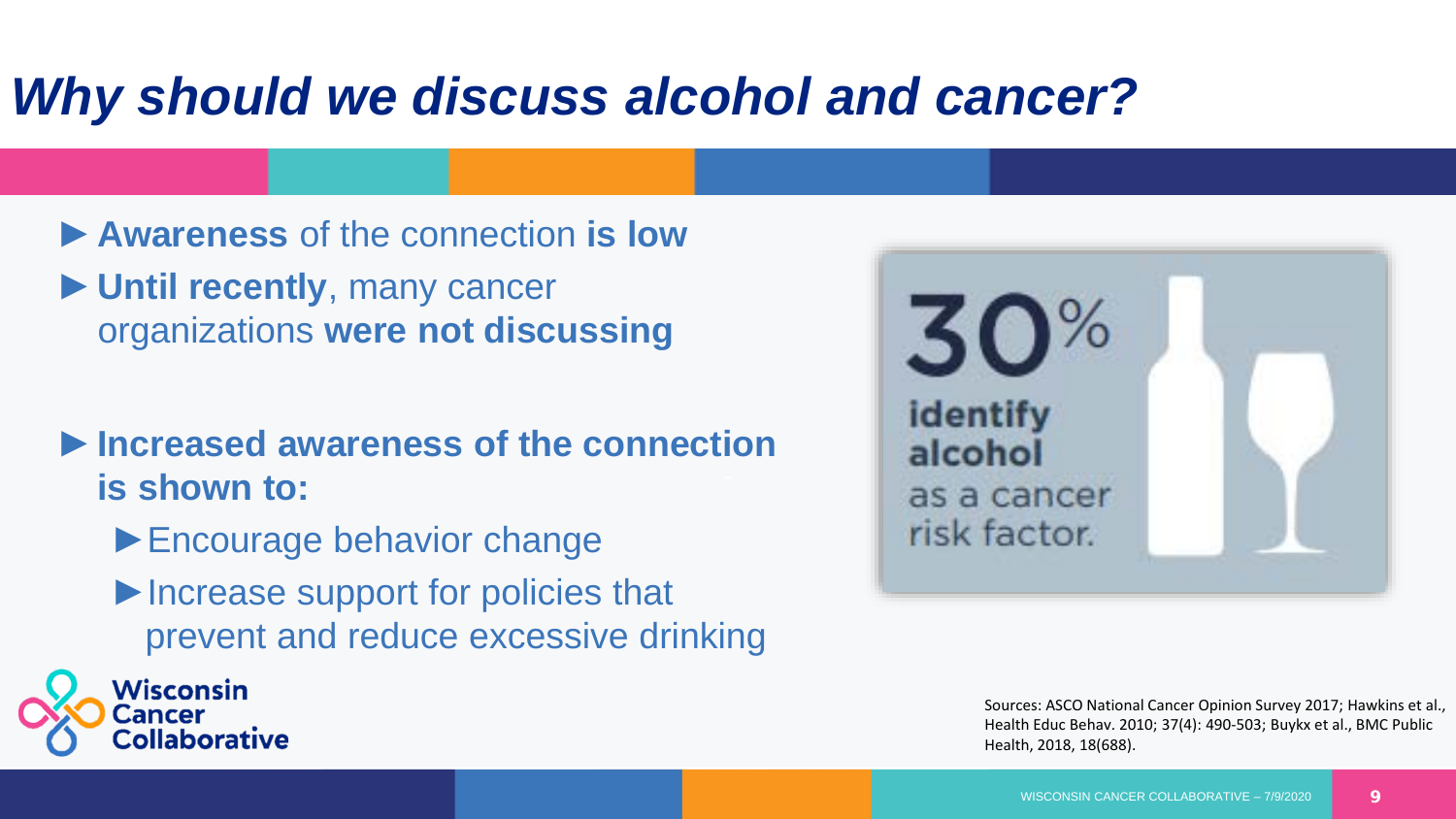# *Why should we discuss alcohol and cancer?*

- **Awareness** of the connection **is low**
- **Until recently**, many cancer organizations **were not discussing**

- **Increased awareness of the connection is shown to:**
  - Encourage behavior change
  - Increase support for policies that prevent and reduce excessive drinking

30% identify alcohol as a cancer risk factor.

Wisconsin Cancer Collaborative

Sources: ASCO National Cancer Opinion Survey 2017; Hawkins et al., Health Educ Behav. 2010; 37(4): 490-503; Buykx et al., BMC Public Health, 2018, 18(688).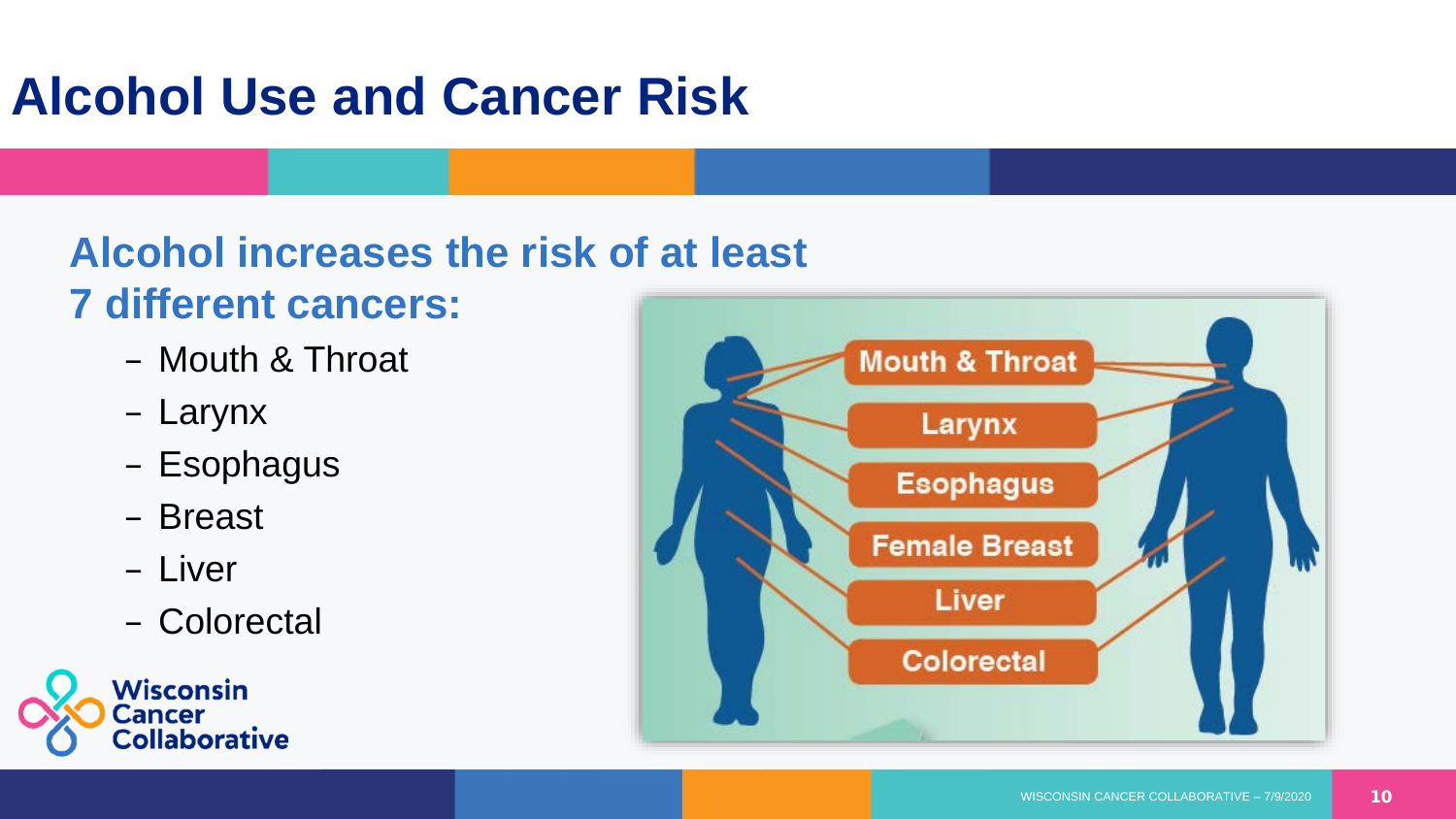# Alcohol Use and Cancer Risk

## Alcohol increases the risk of at least 7 different cancers:

- Mouth & Throat
- Larynx
- Esophagus
- Breast
- Liver
- Colorectal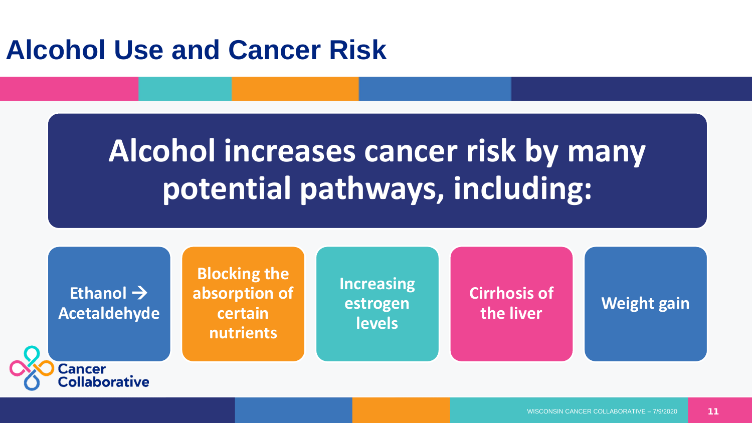# Alcohol Use and Cancer Risk

## Alcohol increases cancer risk by many potential pathways, including:

- **Ethanol → Acetaldehyde**
- **Blocking the absorption of certain nutrients**
- **Increasing estrogen levels**
- **Cirrhosis of the liver**
- **Weight gain**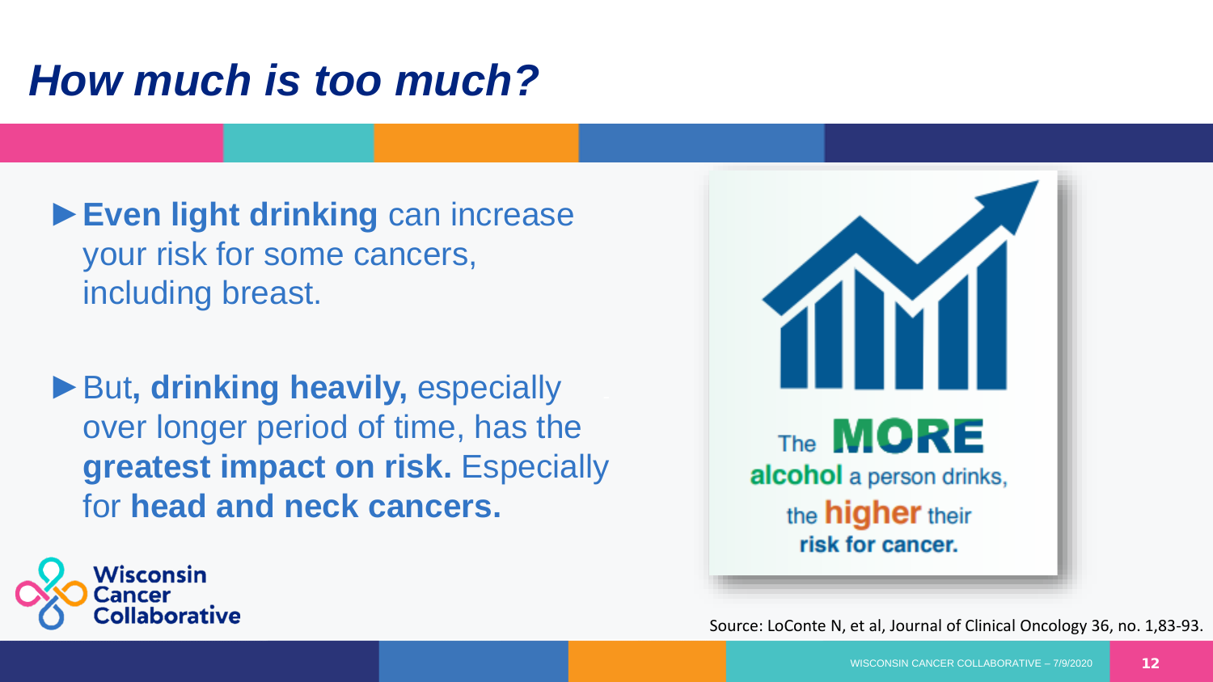# How much is too much?

- **Even light drinking** can increase your risk for some cancers, including breast.
- But**, drinking heavily,** especially over longer period of time, has the **greatest impact on risk.** Especially for **head and neck cancers.**

The **MORE** **alcohol** a person drinks, the **higher** their **risk for cancer.**

Source: LoConte N, et al, Journal of Clinical Oncology 36, no. 1,83-93.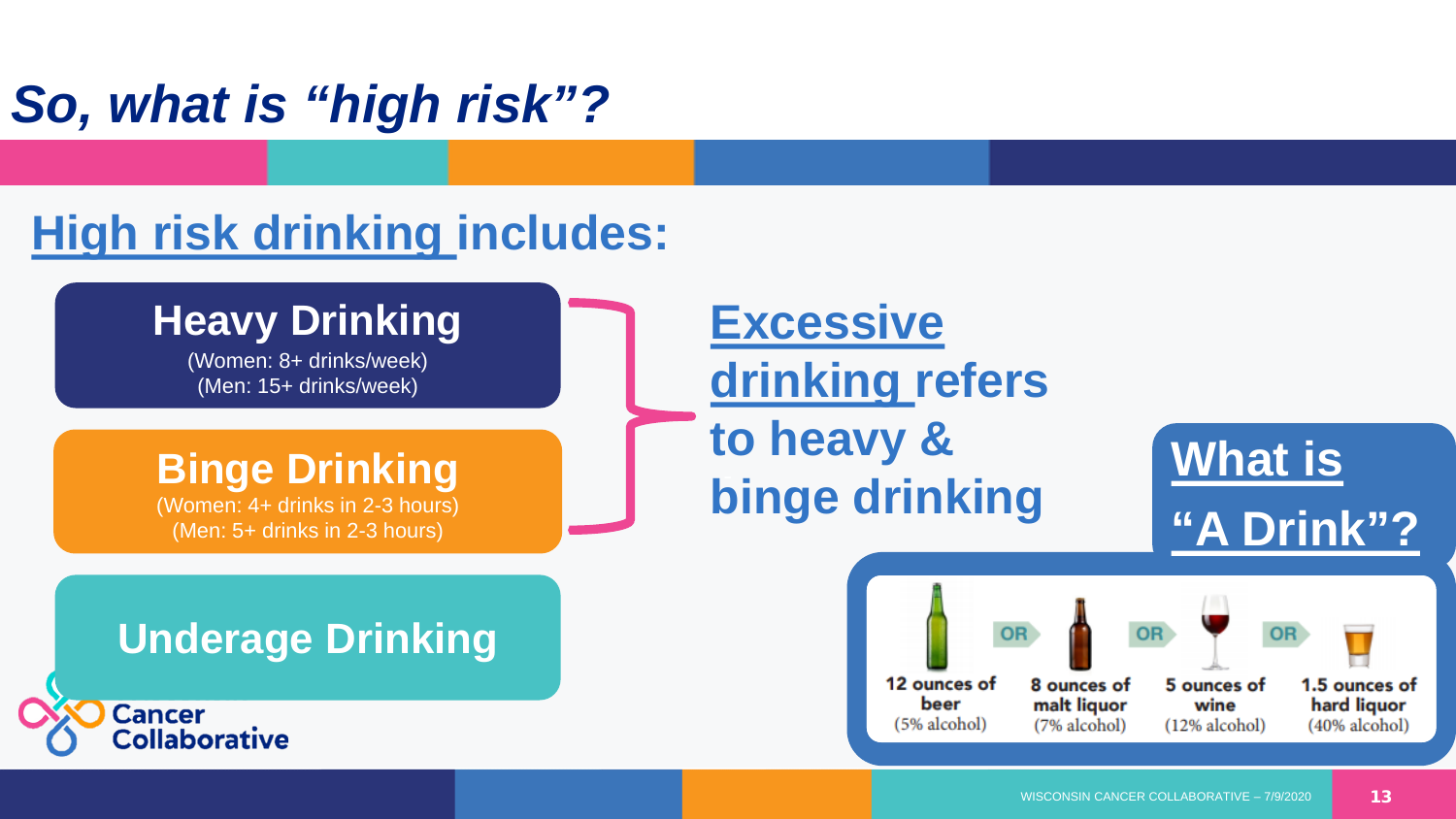# *So, what is "high risk"?*

## High risk drinking includes:

**Heavy Drinking**
(Women: 8+ drinks/week)
(Men: 15+ drinks/week)

**Binge Drinking**
(Women: 4+ drinks in 2-3 hours)
(Men: 5+ drinks in 2-3 hours)

**Underage Drinking**

**Excessive drinking refers to heavy & binge drinking**

**What is "A Drink"?**

| 12 ounces of beer (5% alcohol) | OR | 8 ounces of malt liquor (7% alcohol) | OR | 5 ounces of wine (12% alcohol) | OR | 1.5 ounces of hard liquor (40% alcohol) |
|---|---|---|---|---|---|---|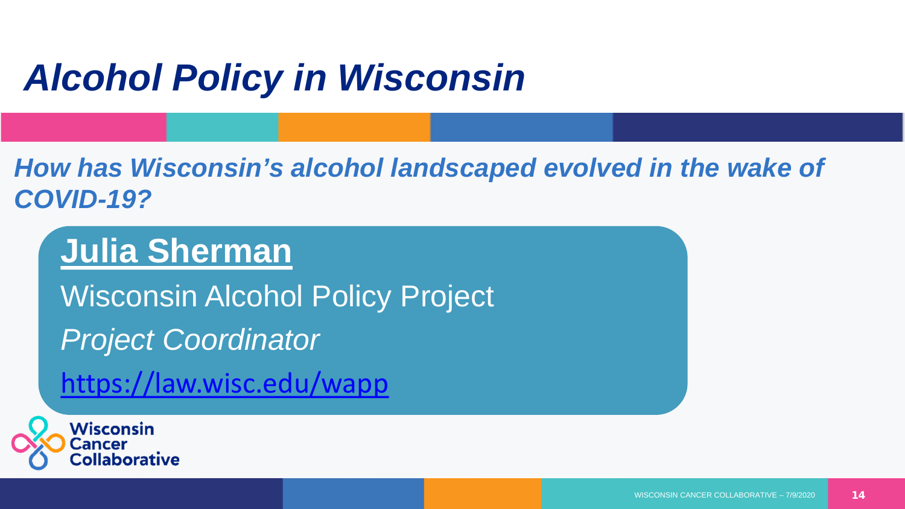# *Alcohol Policy in Wisconsin*

***How has Wisconsin's alcohol landscaped evolved in the wake of COVID-19?***

**Julia Sherman**

Wisconsin Alcohol Policy Project

*Project Coordinator*

https://law.wisc.edu/wapp

Wisconsin Cancer Collaborative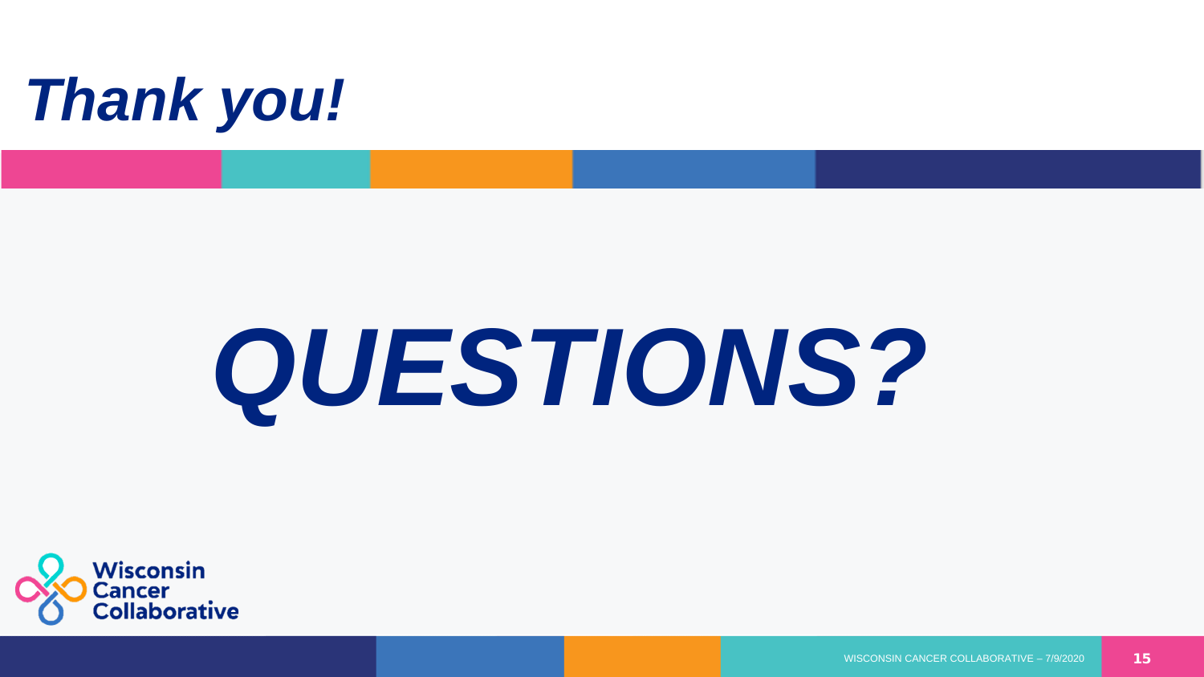# *Thank you!*

***QUESTIONS?***

Wisconsin Cancer Collaborative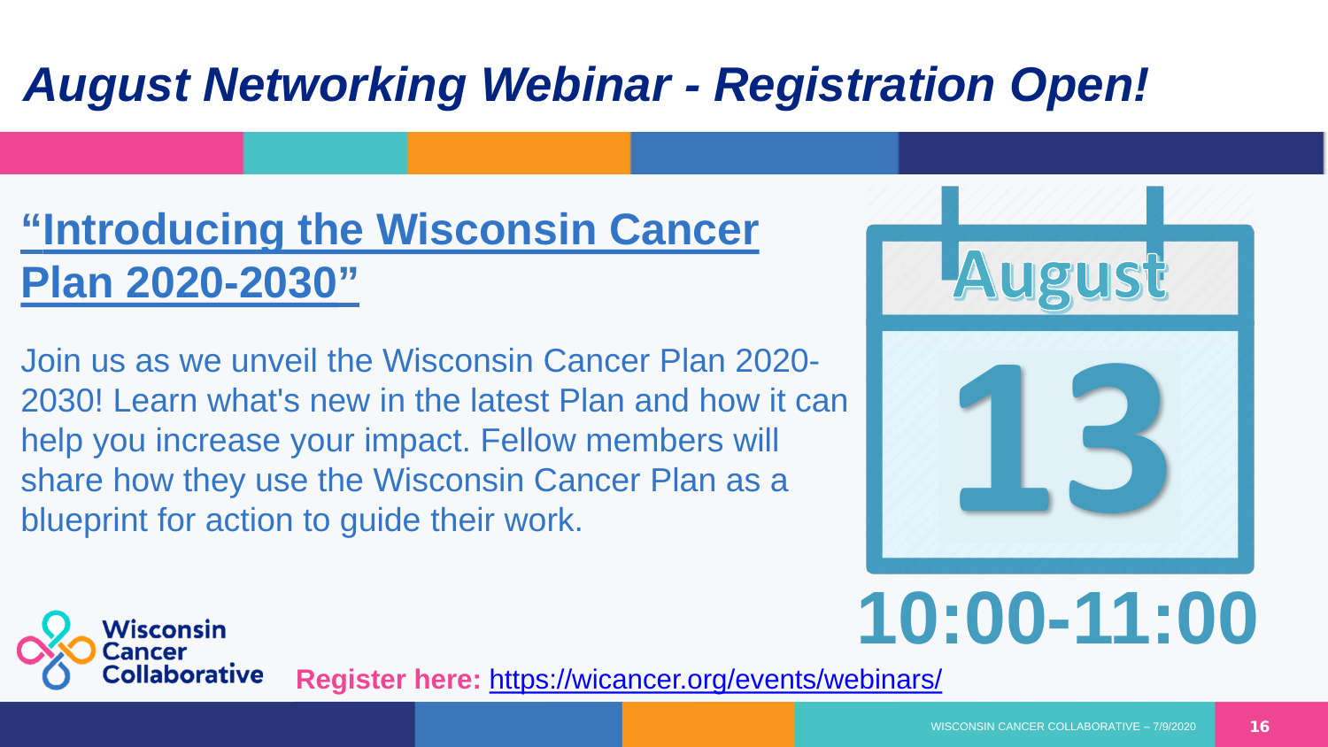# August Networking Webinar - Registration Open!

## "Introducing the Wisconsin Cancer Plan 2020-2030"

Join us as we unveil the Wisconsin Cancer Plan 2020-2030! Learn what's new in the latest Plan and how it can help you increase your impact. Fellow members will share how they use the Wisconsin Cancer Plan as a blueprint for action to guide their work.

August

13

10:00-11:00

Wisconsin Cancer Collaborative

**Register here:** https://wicancer.org/events/webinars/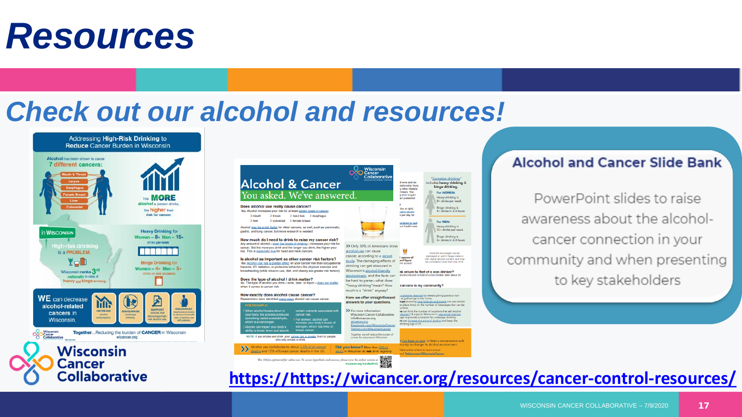# Resources

## Check out our alcohol and resources!

### Alcohol and Cancer Slide Bank

PowerPoint slides to raise awareness about the alcohol-cancer connection in your community and when presenting to key stakeholders

https://https://wicancer.org/resources/cancer-control-resources/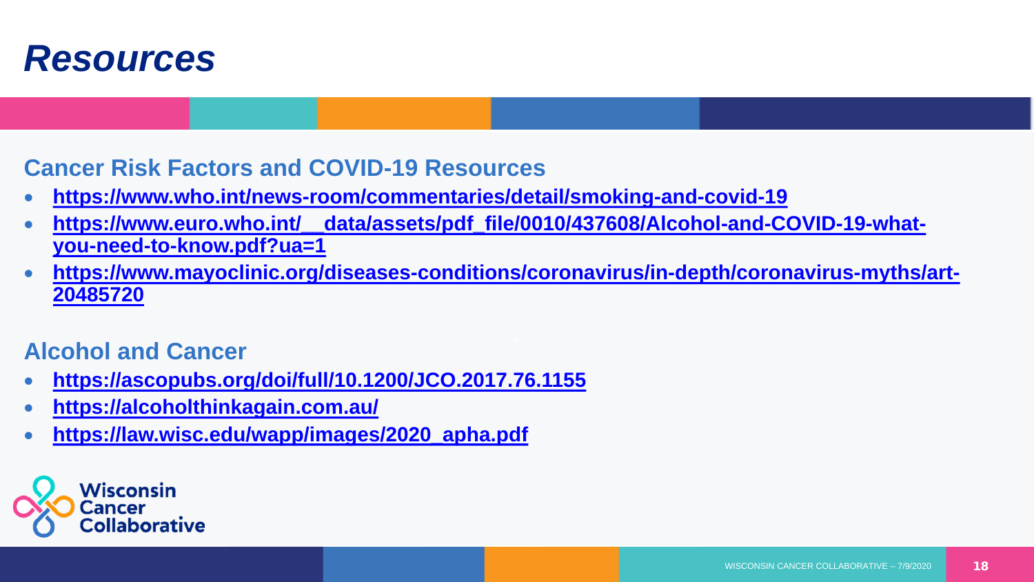# Resources

## Cancer Risk Factors and COVID-19 Resources

- https://www.who.int/news-room/commentaries/detail/smoking-and-covid-19
- https://www.euro.who.int/__data/assets/pdf_file/0010/437608/Alcohol-and-COVID-19-what-you-need-to-know.pdf?ua=1
- https://www.mayoclinic.org/diseases-conditions/coronavirus/in-depth/coronavirus-myths/art-20485720

## Alcohol and Cancer

- https://ascopubs.org/doi/full/10.1200/JCO.2017.76.1155
- https://alcoholthinkagain.com.au/
- https://law.wisc.edu/wapp/images/2020_apha.pdf

Wisconsin Cancer Collaborative